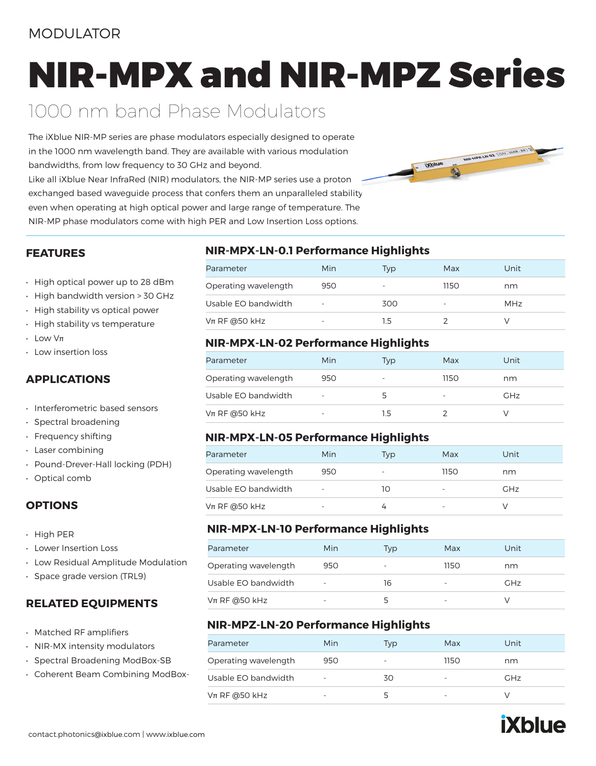MODULATOR

# NIR-MPX and NIR-MPZ Series

## 1000 nm band Phase Modulators

The iXblue NIR-MP series are phase modulators especially designed to operate in the 1000 nm wavelength band. They are available with various modulation bandwidths, from low frequency to 30 GHz and beyond.
Like all iXblue Near InfraRed (NIR) modulators, the NIR-MP series use a proton exchanged based waveguide process that confers them an unparalleled stability even when operating at high optical power and large range of temperature. The NIR-MP phase modulators come with high PER and Low Insertion Loss options.

### FEATURES

- High optical power up to 28 dBm
- High bandwidth version > 30 GHz
- High stability vs optical power
- High stability vs temperature
- Low Vπ
- Low insertion loss

### APPLICATIONS

- Interferometric based sensors
- Spectral broadening
- Frequency shifting
- Laser combining
- Pound-Drever-Hall locking (PDH)
- Optical comb

### OPTIONS

- High PER
- Lower Insertion Loss
- Low Residual Amplitude Modulation
- Space grade version (TRL9)

### RELATED EQUIPMENTS

- Matched RF amplifiers
- NIR-MX intensity modulators
- Spectral Broadening ModBox-SB
- Coherent Beam Combining ModBox-

### NIR-MPX-LN-0.1 Performance Highlights

| Parameter | Min | Typ | Max | Unit |
|---|---|---|---|---|
| Operating wavelength | 950 | - | 1150 | nm |
| Usable EO bandwidth | - | 300 | - | MHz |
| Vπ RF @50 kHz | - | 1.5 | 2 | V |

### NIR-MPX-LN-02 Performance Highlights

| Parameter | Min | Typ | Max | Unit |
|---|---|---|---|---|
| Operating wavelength | 950 | - | 1150 | nm |
| Usable EO bandwidth | - | 5 | - | GHz |
| Vπ RF @50 kHz | - | 1.5 | 2 | V |

### NIR-MPX-LN-05 Performance Highlights

| Parameter | Min | Typ | Max | Unit |
|---|---|---|---|---|
| Operating wavelength | 950 | - | 1150 | nm |
| Usable EO bandwidth | - | 10 | - | GHz |
| Vπ RF @50 kHz | - | 4 | - | V |

### NIR-MPX-LN-10 Performance Highlights

| Parameter | Min | Typ | Max | Unit |
|---|---|---|---|---|
| Operating wavelength | 950 | - | 1150 | nm |
| Usable EO bandwidth | - | 16 | - | GHz |
| Vπ RF @50 kHz | - | 5 | - | V |

### NIR-MPZ-LN-20 Performance Highlights

| Parameter | Min | Typ | Max | Unit |
|---|---|---|---|---|
| Operating wavelength | 950 | - | 1150 | nm |
| Usable EO bandwidth | - | 30 | - | GHz |
| Vπ RF @50 kHz | - | 5 | - | V |

contact.photonics@ixblue.com | www.ixblue.com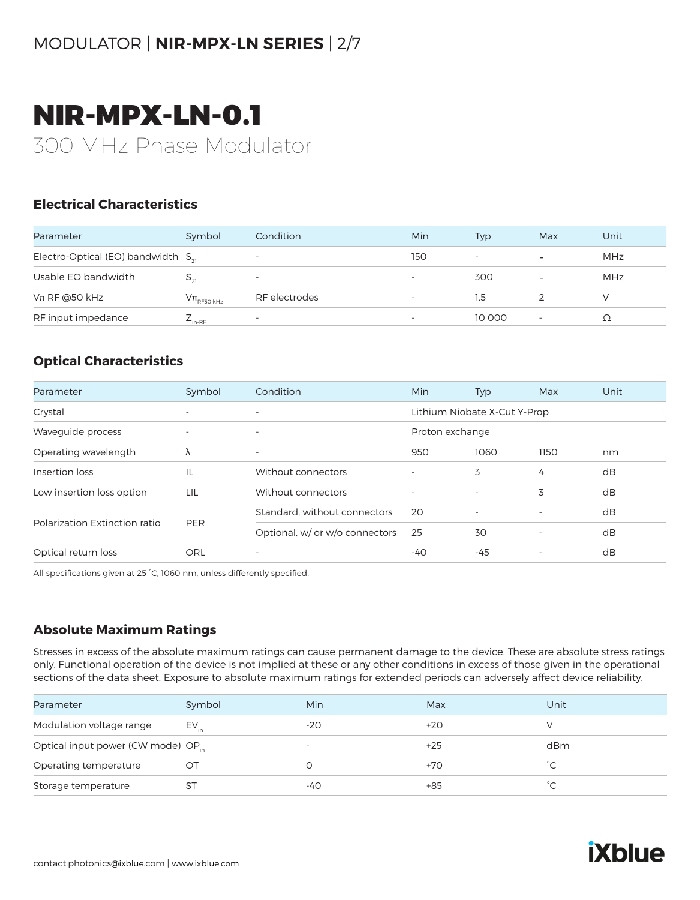# NIR-MPX-LN-0.1

300 MHz Phase Modulator

## Electrical Characteristics

| Parameter | Symbol | Condition | Min | Typ | Max | Unit |
|---|---|---|---|---|---|---|
| Electro-Optical (EO) bandwidth | $S_{21}$ | - | 150 | - | - | MHz |
| Usable EO bandwidth | $S_{21}$ | - | - | 300 | - | MHz |
| Vπ RF @50 kHz | $V\pi_{RF50\ kHz}$ | RF electrodes | - | 1.5 | 2 | V |
| RF input impedance | $Z_{in\text{-}RF}$ | - | - | 10 000 | - | Ω |

## Optical Characteristics

| Parameter | Symbol | Condition | Min | Typ | Max | Unit |
|---|---|---|---|---|---|---|
| Crystal | - | - | Lithium Niobate X-Cut Y-Prop | | | |
| Waveguide process | - | - | Proton exchange | | | |
| Operating wavelength | λ | - | 950 | 1060 | 1150 | nm |
| Insertion loss | IL | Without connectors | - | 3 | 4 | dB |
| Low insertion loss option | LIL | Without connectors | - | - | 3 | dB |
| Polarization Extinction ratio | PER | Standard, without connectors | 20 | - | - | dB |
| | | Optional, w/ or w/o connectors | 25 | 30 | - | dB |
| Optical return loss | ORL | - | -40 | -45 | - | dB |

All specifications given at 25 °C, 1060 nm, unless differently specified.

## Absolute Maximum Ratings

Stresses in excess of the absolute maximum ratings can cause permanent damage to the device. These are absolute stress ratings only. Functional operation of the device is not implied at these or any other conditions in excess of those given in the operational sections of the data sheet. Exposure to absolute maximum ratings for extended periods can adversely affect device reliability.

| Parameter | Symbol | Min | Max | Unit |
|---|---|---|---|---|
| Modulation voltage range | $EV_{in}$ | -20 | +20 | V |
| Optical input power (CW mode) | $OP_{in}$ | - | +25 | dBm |
| Operating temperature | OT | 0 | +70 | °C |
| Storage temperature | ST | -40 | +85 | °C |

contact.photonics@ixblue.com | www.ixblue.com

iXblue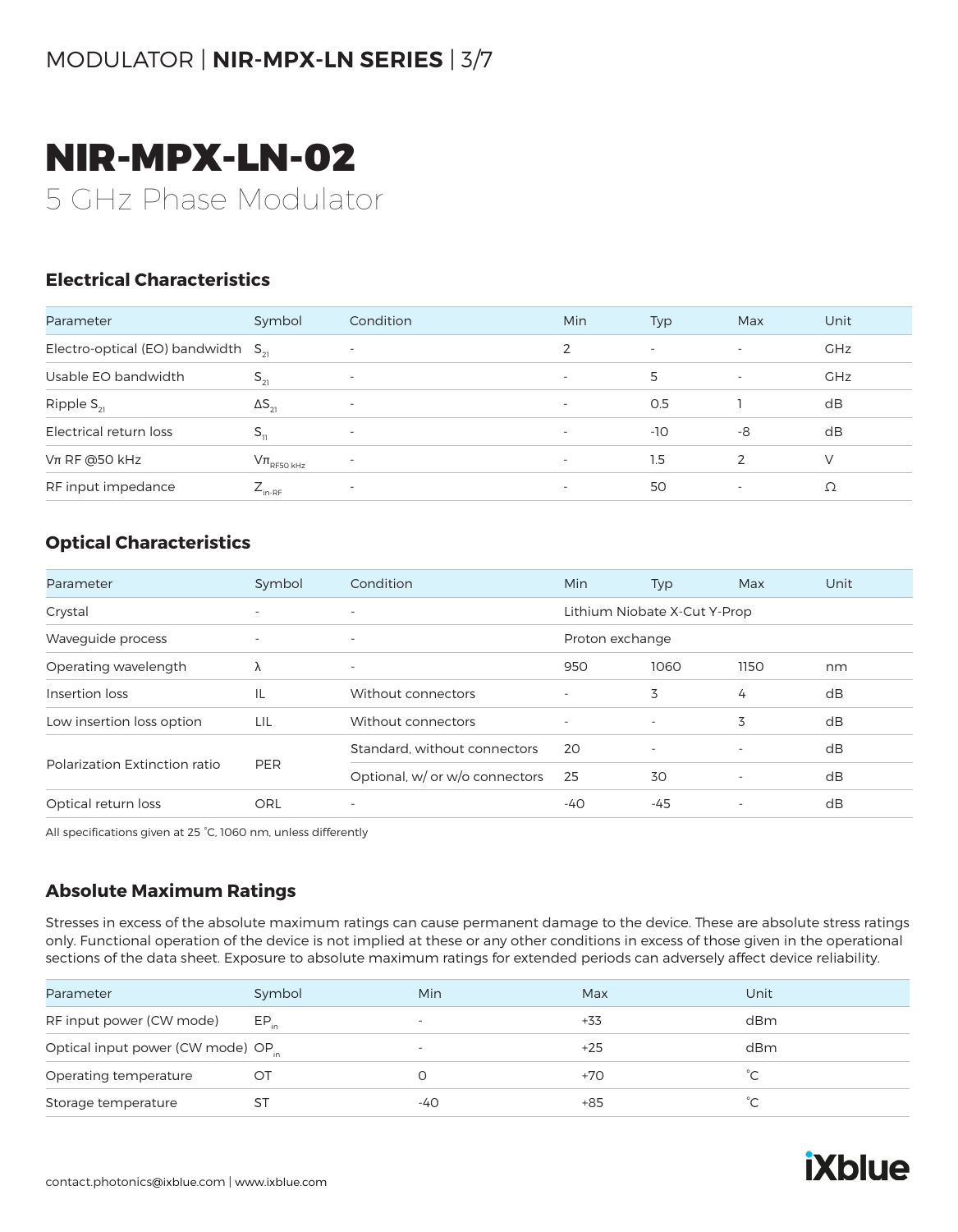# NIR-MPX-LN-02

5 GHz Phase Modulator

## Electrical Characteristics

| Parameter | Symbol | Condition | Min | Typ | Max | Unit |
|---|---|---|---|---|---|---|
| Electro-optical (EO) bandwidth | $S_{21}$ | - | 2 | - | - | GHz |
| Usable EO bandwidth | $S_{21}$ | - | - | 5 | - | GHz |
| Ripple $S_{21}$ | $\Delta S_{21}$ | - | - | 0.5 | 1 | dB |
| Electrical return loss | $S_{11}$ | - | - | -10 | -8 | dB |
| Vπ RF @50 kHz | $V\pi_{RF50\ kHz}$ | - | - | 1.5 | 2 | V |
| RF input impedance | $Z_{in\text{-}RF}$ | - | - | 50 | - | Ω |

## Optical Characteristics

| Parameter | Symbol | Condition | Min | Typ | Max | Unit |
|---|---|---|---|---|---|---|
| Crystal | - | - | Lithium Niobate X-Cut Y-Prop | | | |
| Waveguide process | - | - | Proton exchange | | | |
| Operating wavelength | λ | - | 950 | 1060 | 1150 | nm |
| Insertion loss | IL | Without connectors | - | 3 | 4 | dB |
| Low insertion loss option | LIL | Without connectors | - | - | 3 | dB |
| Polarization Extinction ratio | PER | Standard, without connectors | 20 | - | - | dB |
| | | Optional, w/ or w/o connectors | 25 | 30 | - | dB |
| Optical return loss | ORL | - | -40 | -45 | - | dB |

All specifications given at 25 °C, 1060 nm, unless differently

## Absolute Maximum Ratings

Stresses in excess of the absolute maximum ratings can cause permanent damage to the device. These are absolute stress ratings only. Functional operation of the device is not implied at these or any other conditions in excess of those given in the operational sections of the data sheet. Exposure to absolute maximum ratings for extended periods can adversely affect device reliability.

| Parameter | Symbol | Min | Max | Unit |
|---|---|---|---|---|
| RF input power (CW mode) | $EP_{in}$ | - | +33 | dBm |
| Optical input power (CW mode) | $OP_{in}$ | - | +25 | dBm |
| Operating temperature | OT | 0 | +70 | °C |
| Storage temperature | ST | -40 | +85 | °C |

contact.photonics@ixblue.com | www.ixblue.com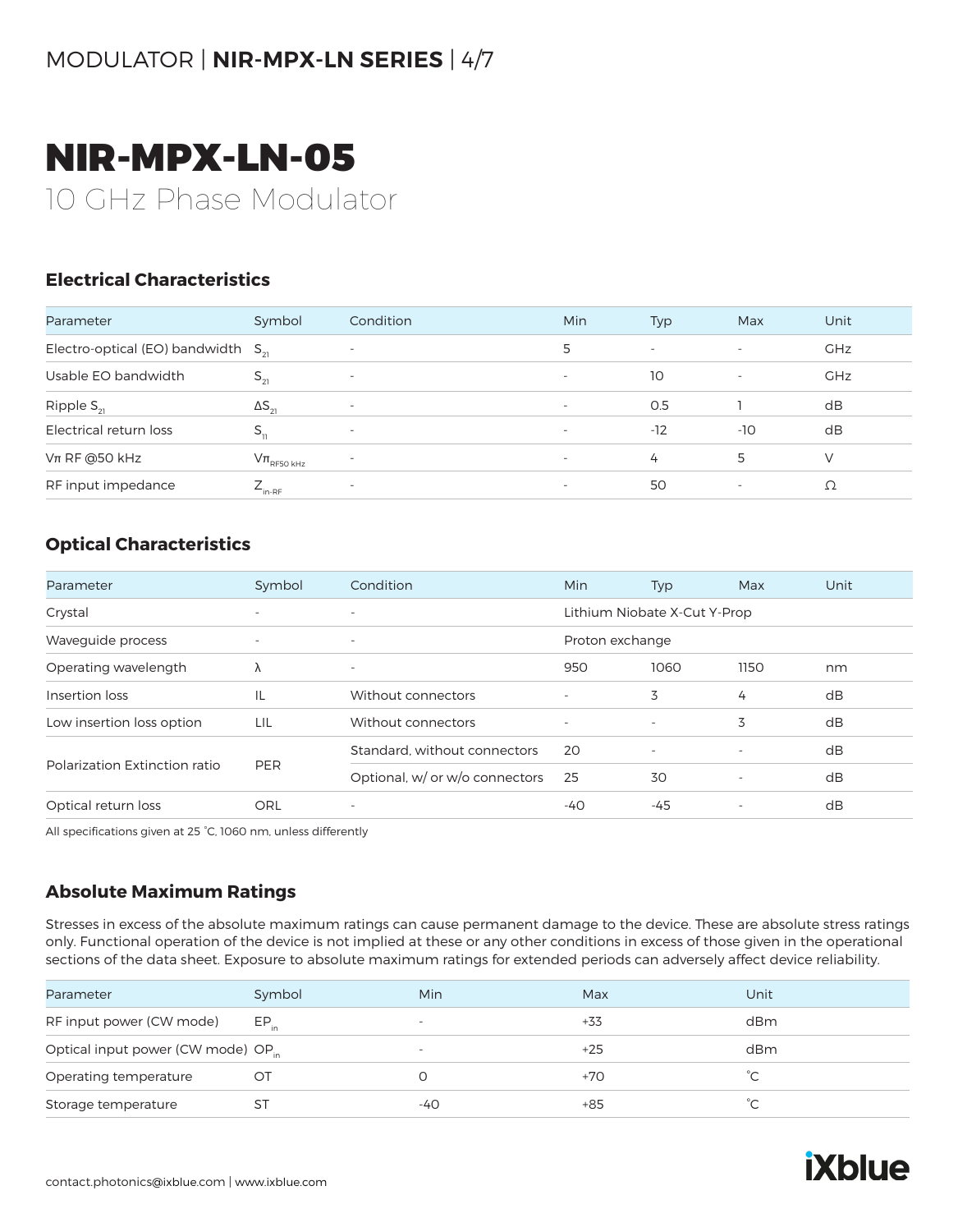# NIR-MPX-LN-05

## 10 GHz Phase Modulator

### Electrical Characteristics

| Parameter | Symbol | Condition | Min | Typ | Max | Unit |
|---|---|---|---|---|---|---|
| Electro-optical (EO) bandwidth | $S_{21}$ | - | 5 | - | - | GHz |
| Usable EO bandwidth | $S_{21}$ | - | - | 10 | - | GHz |
| Ripple $S_{21}$ | $\Delta S_{21}$ | - | - | 0.5 | 1 | dB |
| Electrical return loss | $S_{11}$ | - | - | -12 | -10 | dB |
| Vπ RF @50 kHz | $V\pi_{RF50\ kHz}$ | - | - | 4 | 5 | V |
| RF input impedance | $Z_{in-RF}$ | - | - | 50 | - | Ω |

### Optical Characteristics

| Parameter | Symbol | Condition | Min | Typ | Max | Unit |
|---|---|---|---|---|---|---|
| Crystal | - | - | Lithium Niobate X-Cut Y-Prop | | | |
| Waveguide process | - | - | Proton exchange | | | |
| Operating wavelength | λ | - | 950 | 1060 | 1150 | nm |
| Insertion loss | IL | Without connectors | - | 3 | 4 | dB |
| Low insertion loss option | LIL | Without connectors | - | - | 3 | dB |
| Polarization Extinction ratio | PER | Standard, without connectors | 20 | - | - | dB |
| | | Optional, w/ or w/o connectors | 25 | 30 | - | dB |
| Optical return loss | ORL | - | -40 | -45 | - | dB |

All specifications given at 25 °C, 1060 nm, unless differently

### Absolute Maximum Ratings

Stresses in excess of the absolute maximum ratings can cause permanent damage to the device. These are absolute stress ratings only. Functional operation of the device is not implied at these or any other conditions in excess of those given in the operational sections of the data sheet. Exposure to absolute maximum ratings for extended periods can adversely affect device reliability.

| Parameter | Symbol | Min | Max | Unit |
|---|---|---|---|---|
| RF input power (CW mode) | $EP_{in}$ | - | +33 | dBm |
| Optical input power (CW mode) | $OP_{in}$ | - | +25 | dBm |
| Operating temperature | OT | 0 | +70 | °C |
| Storage temperature | ST | -40 | +85 | °C |

contact.photonics@ixblue.com | www.ixblue.com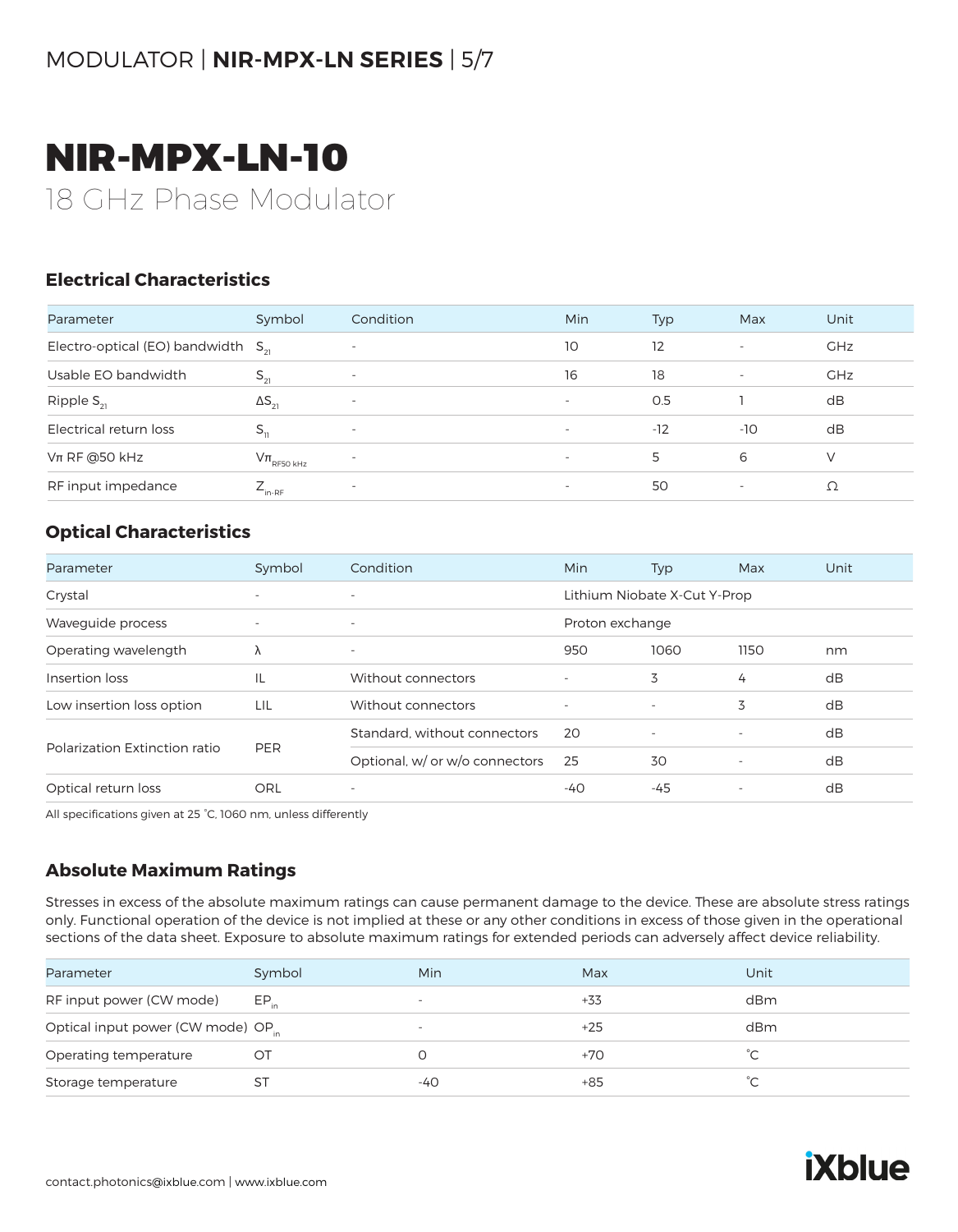# NIR-MPX-LN-10

## 18 GHz Phase Modulator

### Electrical Characteristics

| Parameter | Symbol | Condition | Min | Typ | Max | Unit |
|---|---|---|---|---|---|---|
| Electro-optical (EO) bandwidth | $S_{21}$ | - | 10 | 12 | - | GHz |
| Usable EO bandwidth | $S_{21}$ | - | 16 | 18 | - | GHz |
| Ripple $S_{21}$ | $\Delta S_{21}$ | - | - | 0.5 | 1 | dB |
| Electrical return loss | $S_{11}$ | - | - | -12 | -10 | dB |
| Vπ RF @50 kHz | $V\pi_{RF50\ kHz}$ | - | - | 5 | 6 | V |
| RF input impedance | $Z_{in-RF}$ | - | - | 50 | - | Ω |

### Optical Characteristics

| Parameter | Symbol | Condition | Min | Typ | Max | Unit |
|---|---|---|---|---|---|---|
| Crystal | - | - | Lithium Niobate X-Cut Y-Prop | | | |
| Waveguide process | - | - | Proton exchange | | | |
| Operating wavelength | λ | - | 950 | 1060 | 1150 | nm |
| Insertion loss | IL | Without connectors | - | 3 | 4 | dB |
| Low insertion loss option | LIL | Without connectors | - | - | 3 | dB |
| Polarization Extinction ratio | PER | Standard, without connectors | 20 | - | - | dB |
| | | Optional, w/ or w/o connectors | 25 | 30 | - | dB |
| Optical return loss | ORL | - | -40 | -45 | - | dB |

All specifications given at 25 °C, 1060 nm, unless differently

### Absolute Maximum Ratings

Stresses in excess of the absolute maximum ratings can cause permanent damage to the device. These are absolute stress ratings only. Functional operation of the device is not implied at these or any other conditions in excess of those given in the operational sections of the data sheet. Exposure to absolute maximum ratings for extended periods can adversely affect device reliability.

| Parameter | Symbol | Min | Max | Unit |
|---|---|---|---|---|
| RF input power (CW mode) | $EP_{in}$ | - | +33 | dBm |
| Optical input power (CW mode) | $OP_{in}$ | - | +25 | dBm |
| Operating temperature | OT | 0 | +70 | °C |
| Storage temperature | ST | -40 | +85 | °C |

contact.photonics@ixblue.com | www.ixblue.com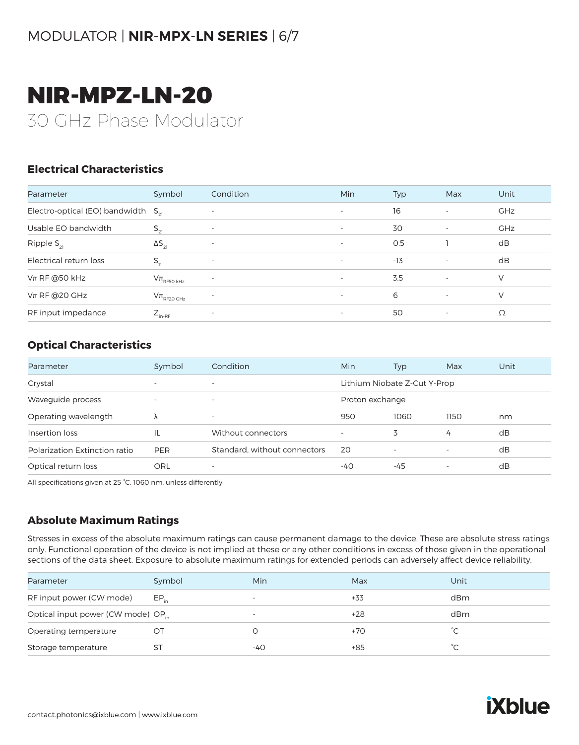# NIR-MPZ-LN-20

30 GHz Phase Modulator

## Electrical Characteristics

| Parameter | Symbol | Condition | Min | Typ | Max | Unit |
|---|---|---|---|---|---|---|
| Electro-optical (EO) bandwidth | $S_{21}$ | - | - | 16 | - | GHz |
| Usable EO bandwidth | $S_{21}$ | - | - | 30 | - | GHz |
| Ripple $S_{21}$ | $\Delta S_{21}$ | - | - | 0.5 | 1 | dB |
| Electrical return loss | $S_{11}$ | - | - | -13 | - | dB |
| Vπ RF @50 kHz | $V\pi_{RF50\ kHz}$ | - | - | 3.5 | - | V |
| Vπ RF @20 GHz | $V\pi_{RF20\ GHz}$ | - | - | 6 | - | V |
| RF input impedance | $Z_{in\text{-}RF}$ | - | - | 50 | - | Ω |

## Optical Characteristics

| Parameter | Symbol | Condition | Min | Typ | Max | Unit |
|---|---|---|---|---|---|---|
| Crystal | - | - | Lithium Niobate Z-Cut Y-Prop | | | |
| Waveguide process | - | - | Proton exchange | | | |
| Operating wavelength | λ | - | 950 | 1060 | 1150 | nm |
| Insertion loss | IL | Without connectors | - | 3 | 4 | dB |
| Polarization Extinction ratio | PER | Standard, without connectors | 20 | - | - | dB |
| Optical return loss | ORL | - | -40 | -45 | - | dB |

All specifications given at 25 °C, 1060 nm, unless differently

## Absolute Maximum Ratings

Stresses in excess of the absolute maximum ratings can cause permanent damage to the device. These are absolute stress ratings only. Functional operation of the device is not implied at these or any other conditions in excess of those given in the operational sections of the data sheet. Exposure to absolute maximum ratings for extended periods can adversely affect device reliability.

| Parameter | Symbol | Min | Max | Unit |
|---|---|---|---|---|
| RF input power (CW mode) | $EP_{in}$ | - | +33 | dBm |
| Optical input power (CW mode) | $OP_{in}$ | - | +28 | dBm |
| Operating temperature | OT | 0 | +70 | °C |
| Storage temperature | ST | -40 | +85 | °C |

contact.photonics@ixblue.com | www.ixblue.com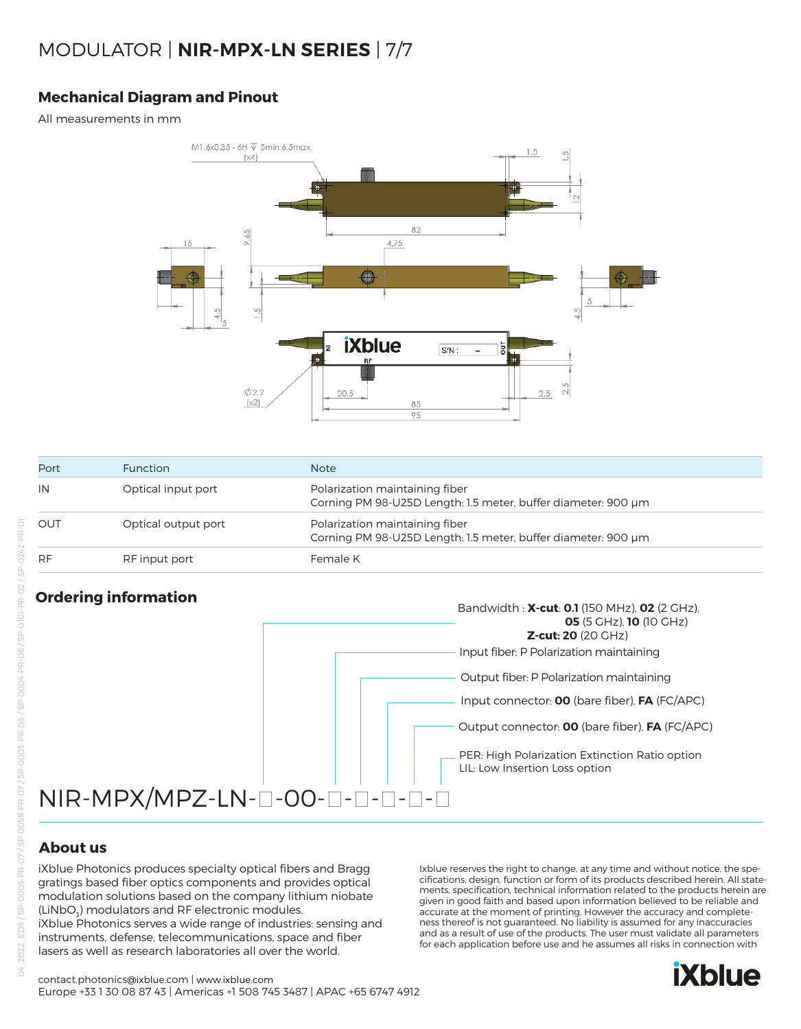## Mechanical Diagram and Pinout

All measurements in mm

M1,6x0,35 - 6H ⊽ 5min 6.5max (x4)

1,5

1,5

12

82

9,65

4,75

15

4,5

5

1,5

5

4,5

IN

iXblue

S/N : –

OUT

RF

Ø2,2 (x2)

20,5

85

95

2,5

2,5

| Port | Function | Note |
|---|---|---|
| IN | Optical input port | Polarization maintaining fiber<br>Corning PM 98-U25D Length: 1.5 meter, buffer diameter: 900 µm |
| OUT | Optical output port | Polarization maintaining fiber<br>Corning PM 98-U25D Length: 1.5 meter, buffer diameter: 900 µm |
| RF | RF input port | Female K |

## Ordering information

NIR-MPX/MPZ-LN-□-00-□-□-□-□-□

- Bandwidth : **X-cut**: **0.1** (150 MHz), **02** (2 GHz), **05** (5 GHz), **10** (10 GHz)
  **Z-cut: 20** (20 GHz)
- Input fiber: P Polarization maintaining
- Output fiber: P Polarization maintaining
- Input connector: **00** (bare fiber), **FA** (FC/APC)
- Output connector: **00** (bare fiber), **FA** (FC/APC)
- PER: High Polarization Extinction Ratio option
  LIL: Low Insertion Loss option

## About us

iXblue Photonics produces specialty optical fibers and Bragg gratings based fiber optics components and provides optical modulation solutions based on the company lithium niobate ($LiNbO_3$) modulators and RF electronic modules.
iXblue Photonics serves a wide range of industries: sensing and instruments, defense, telecommunications, space and fiber lasers as well as research laboratories all over the world.

Ixblue reserves the right to change, at any time and without notice, the specifications, design, function or form of its products described herein. All statements, specification, technical information related to the products herein are given in good faith and based upon information believed to be reliable and accurate at the moment of printing. However the accuracy and completeness thereof is not guaranteed. No liability is assumed for any inaccuracies and as a result of use of the products. The user must validate all parameters for each application before use and he assumes all risks in connection with

contact.photonics@ixblue.com | www.ixblue.com
Europe +33 1 30 08 87 43 | Americas +1 508 745 3487 | APAC +65 6747 4912

iXblue

04_2022_ED9 / SP-0005-PR-07 / SP-0058-PR-07 / SP-0003-PR-06 / SP-0004-PR-06 / SP-0101-PR-02 / SP-0242-PR-01